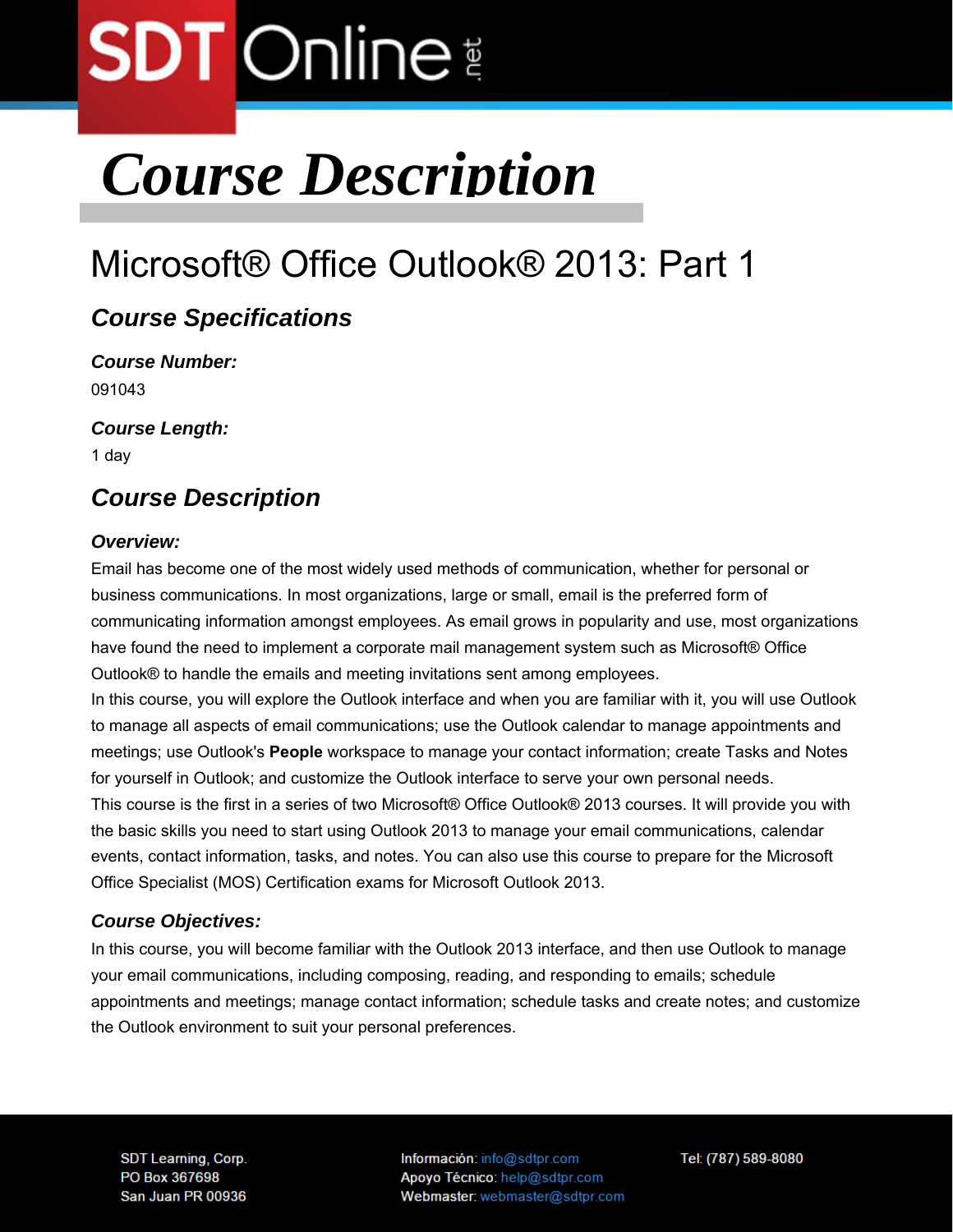# Course Description

## Microsoft® Office Outlook® 2013: Part 1

### Course Specifications

**_Course Number:_**

091043

**_Course Length:_**

1 day

### Course Description

**_Overview:_**

Email has become one of the most widely used methods of communication, whether for personal or business communications. In most organizations, large or small, email is the preferred form of communicating information amongst employees. As email grows in popularity and use, most organizations have found the need to implement a corporate mail management system such as Microsoft® Office Outlook® to handle the emails and meeting invitations sent among employees.

In this course, you will explore the Outlook interface and when you are familiar with it, you will use Outlook to manage all aspects of email communications; use the Outlook calendar to manage appointments and meetings; use Outlook's **People** workspace to manage your contact information; create Tasks and Notes for yourself in Outlook; and customize the Outlook interface to serve your own personal needs.

This course is the first in a series of two Microsoft® Office Outlook® 2013 courses. It will provide you with the basic skills you need to start using Outlook 2013 to manage your email communications, calendar events, contact information, tasks, and notes. You can also use this course to prepare for the Microsoft Office Specialist (MOS) Certification exams for Microsoft Outlook 2013.

**_Course Objectives:_**

In this course, you will become familiar with the Outlook 2013 interface, and then use Outlook to manage your email communications, including composing, reading, and responding to emails; schedule appointments and meetings; manage contact information; schedule tasks and create notes; and customize the Outlook environment to suit your personal preferences.

SDT Learning, Corp.
PO Box 367698
San Juan PR 00936

Información: info@sdtpr.com
Apoyo Técnico: help@sdtpr.com
Webmaster: webmaster@sdtpr.com

Tel: (787) 589-8080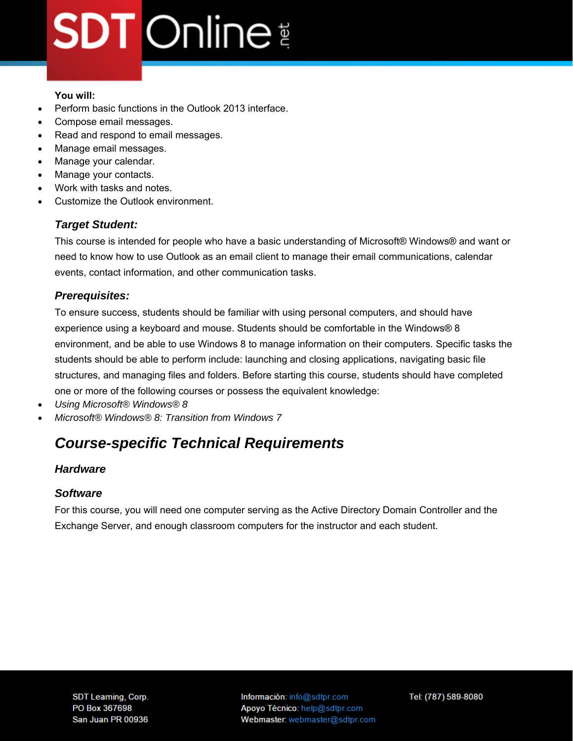**You will:**

- Perform basic functions in the Outlook 2013 interface.
- Compose email messages.
- Read and respond to email messages.
- Manage email messages.
- Manage your calendar.
- Manage your contacts.
- Work with tasks and notes.
- Customize the Outlook environment.

### *Target Student:*

This course is intended for people who have a basic understanding of Microsoft® Windows® and want or need to know how to use Outlook as an email client to manage their email communications, calendar events, contact information, and other communication tasks.

### *Prerequisites:*

To ensure success, students should be familiar with using personal computers, and should have experience using a keyboard and mouse. Students should be comfortable in the Windows® 8 environment, and be able to use Windows 8 to manage information on their computers. Specific tasks the students should be able to perform include: launching and closing applications, navigating basic file structures, and managing files and folders. Before starting this course, students should have completed one or more of the following courses or possess the equivalent knowledge:

- *Using Microsoft® Windows® 8*
- *Microsoft® Windows® 8: Transition from Windows 7*

## *Course-specific Technical Requirements*

### *Hardware*

### *Software*

For this course, you will need one computer serving as the Active Directory Domain Controller and the Exchange Server, and enough classroom computers for the instructor and each student.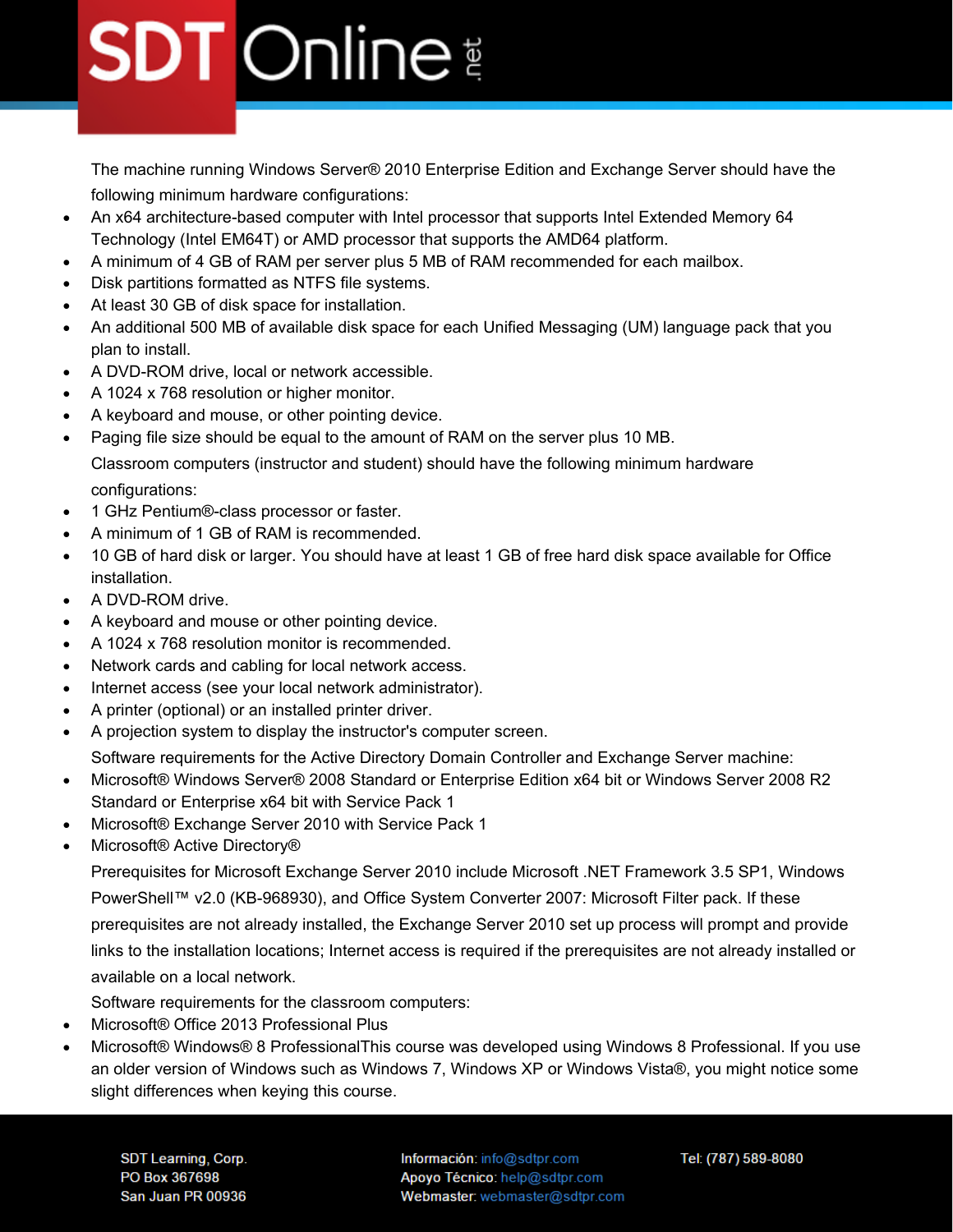The machine running Windows Server® 2010 Enterprise Edition and Exchange Server should have the following minimum hardware configurations:

- An x64 architecture-based computer with Intel processor that supports Intel Extended Memory 64 Technology (Intel EM64T) or AMD processor that supports the AMD64 platform.
- A minimum of 4 GB of RAM per server plus 5 MB of RAM recommended for each mailbox.
- Disk partitions formatted as NTFS file systems.
- At least 30 GB of disk space for installation.
- An additional 500 MB of available disk space for each Unified Messaging (UM) language pack that you plan to install.
- A DVD-ROM drive, local or network accessible.
- A 1024 x 768 resolution or higher monitor.
- A keyboard and mouse, or other pointing device.
- Paging file size should be equal to the amount of RAM on the server plus 10 MB.

Classroom computers (instructor and student) should have the following minimum hardware configurations:

- 1 GHz Pentium®-class processor or faster.
- A minimum of 1 GB of RAM is recommended.
- 10 GB of hard disk or larger. You should have at least 1 GB of free hard disk space available for Office installation.
- A DVD-ROM drive.
- A keyboard and mouse or other pointing device.
- A 1024 x 768 resolution monitor is recommended.
- Network cards and cabling for local network access.
- Internet access (see your local network administrator).
- A printer (optional) or an installed printer driver.
- A projection system to display the instructor's computer screen.

Software requirements for the Active Directory Domain Controller and Exchange Server machine:

- Microsoft® Windows Server® 2008 Standard or Enterprise Edition x64 bit or Windows Server 2008 R2 Standard or Enterprise x64 bit with Service Pack 1
- Microsoft® Exchange Server 2010 with Service Pack 1
- Microsoft® Active Directory®

Prerequisites for Microsoft Exchange Server 2010 include Microsoft .NET Framework 3.5 SP1, Windows PowerShell™ v2.0 (KB-968930), and Office System Converter 2007: Microsoft Filter pack. If these prerequisites are not already installed, the Exchange Server 2010 set up process will prompt and provide links to the installation locations; Internet access is required if the prerequisites are not already installed or available on a local network.

Software requirements for the classroom computers:

- Microsoft® Office 2013 Professional Plus
- Microsoft® Windows® 8 ProfessionalThis course was developed using Windows 8 Professional. If you use an older version of Windows such as Windows 7, Windows XP or Windows Vista®, you might notice some slight differences when keying this course.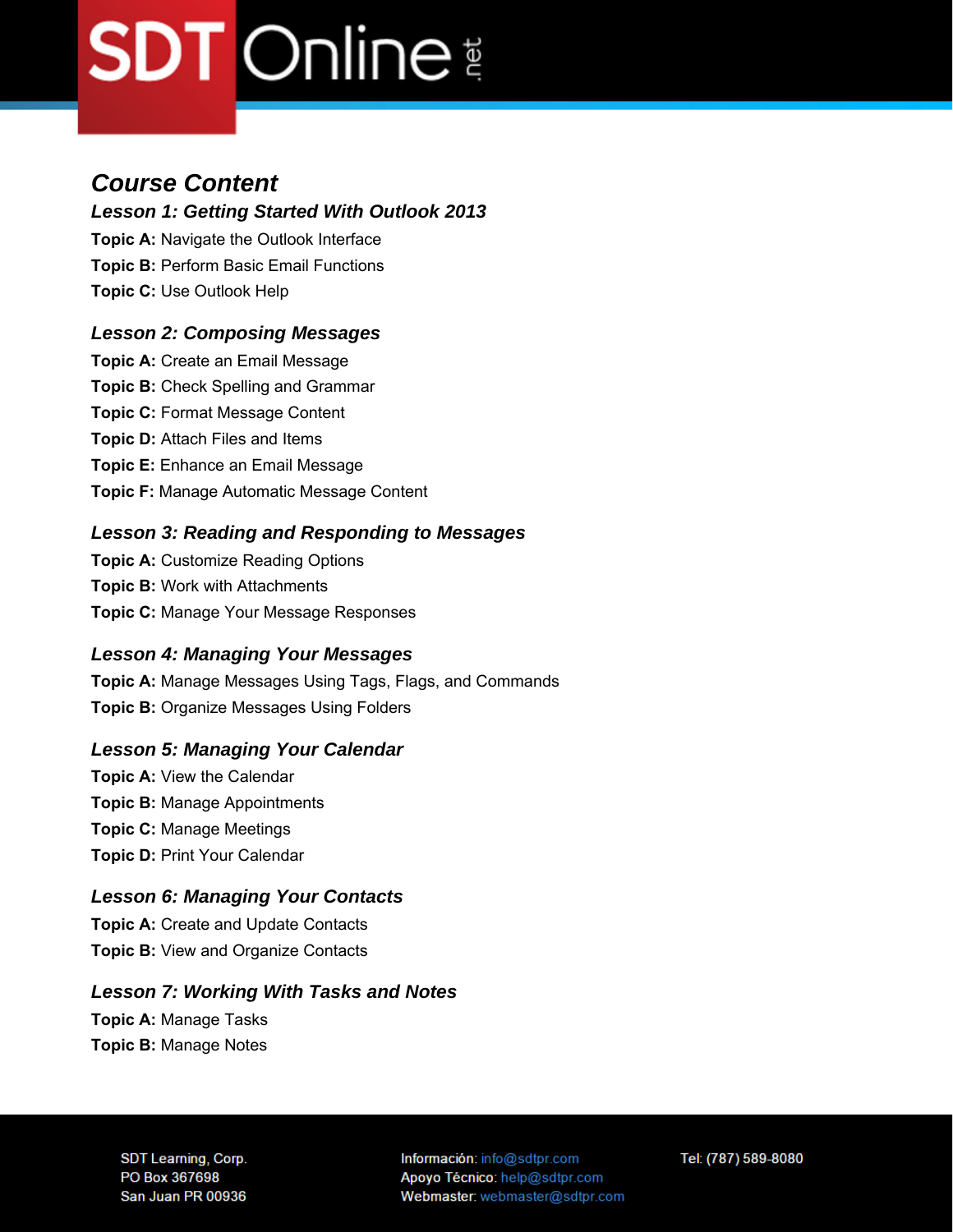## *Course Content*

### *Lesson 1: Getting Started With Outlook 2013*

**Topic A:** Navigate the Outlook Interface
**Topic B:** Perform Basic Email Functions
**Topic C:** Use Outlook Help

### *Lesson 2: Composing Messages*

**Topic A:** Create an Email Message
**Topic B:** Check Spelling and Grammar
**Topic C:** Format Message Content
**Topic D:** Attach Files and Items
**Topic E:** Enhance an Email Message
**Topic F:** Manage Automatic Message Content

### *Lesson 3: Reading and Responding to Messages*

**Topic A:** Customize Reading Options
**Topic B:** Work with Attachments
**Topic C:** Manage Your Message Responses

### *Lesson 4: Managing Your Messages*

**Topic A:** Manage Messages Using Tags, Flags, and Commands
**Topic B:** Organize Messages Using Folders

### *Lesson 5: Managing Your Calendar*

**Topic A:** View the Calendar
**Topic B:** Manage Appointments
**Topic C:** Manage Meetings
**Topic D:** Print Your Calendar

### *Lesson 6: Managing Your Contacts*

**Topic A:** Create and Update Contacts
**Topic B:** View and Organize Contacts

### *Lesson 7: Working With Tasks and Notes*

**Topic A:** Manage Tasks
**Topic B:** Manage Notes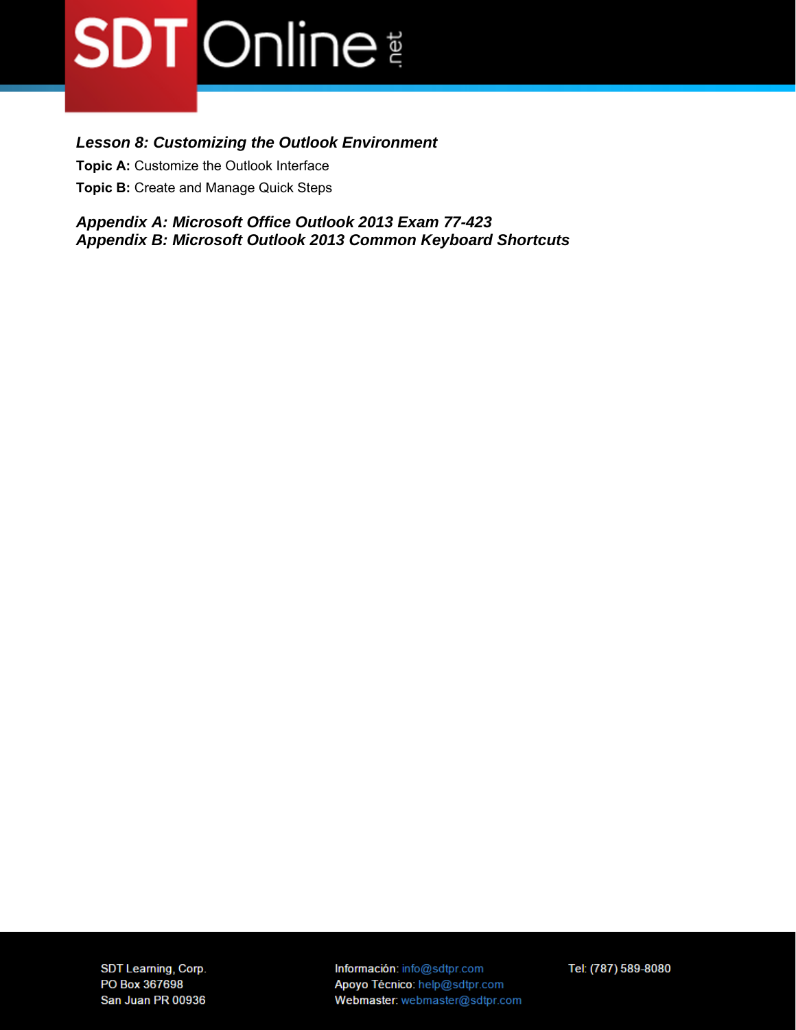***Lesson 8: Customizing the Outlook Environment***

**Topic A:** Customize the Outlook Interface

**Topic B:** Create and Manage Quick Steps

***Appendix A: Microsoft Office Outlook 2013 Exam 77-423***

***Appendix B: Microsoft Outlook 2013 Common Keyboard Shortcuts***